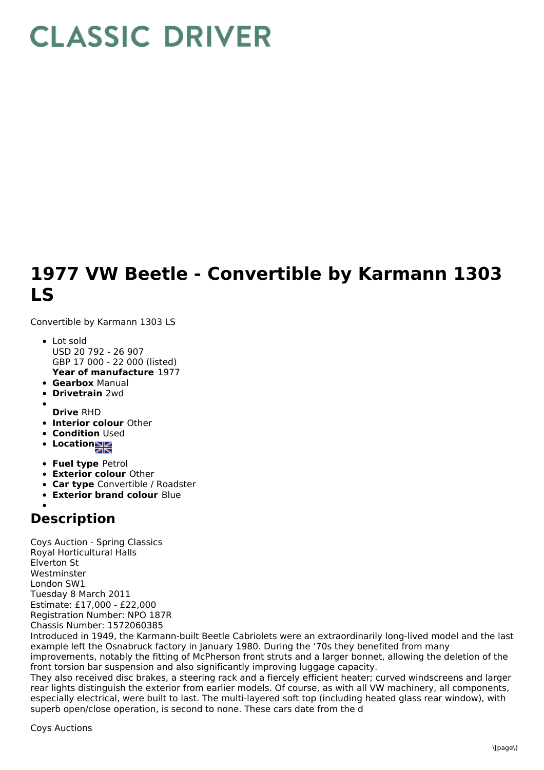# CLASSIC DRIVER

# 1977 VW Beetle - Convertible by Karmann 1303 LS

Convertible by Karmann 1303 LS

- Lot sold
  USD 20 792 - 26 907
  GBP 17 000 - 22 000 (listed)
  **Year of manufacture** 1977
- **Gearbox** Manual
- **Drivetrain** 2wd
- **Drive** RHD
- **Interior colour** Other
- **Condition** Used
- **Location**
- **Fuel type** Petrol
- **Exterior colour** Other
- **Car type** Convertible / Roadster
- **Exterior brand colour** Blue

## Description

Coys Auction - Spring Classics
Royal Horticultural Halls
Elverton St
Westminster
London SW1
Tuesday 8 March 2011
Estimate: £17,000 - £22,000
Registration Number: NPO 187R
Chassis Number: 1572060385
Introduced in 1949, the Karmann-built Beetle Cabriolets were an extraordinarily long-lived model and the last example left the Osnabruck factory in January 1980. During the ‘70s they benefited from many improvements, notably the fitting of McPherson front struts and a larger bonnet, allowing the deletion of the front torsion bar suspension and also significantly improving luggage capacity.
They also received disc brakes, a steering rack and a fiercely efficient heater; curved windscreens and larger rear lights distinguish the exterior from earlier models. Of course, as with all VW machinery, all components, especially electrical, were built to last. The multi-layered soft top (including heated glass rear window), with superb open/close operation, is second to none. These cars date from the d

Coys Auctions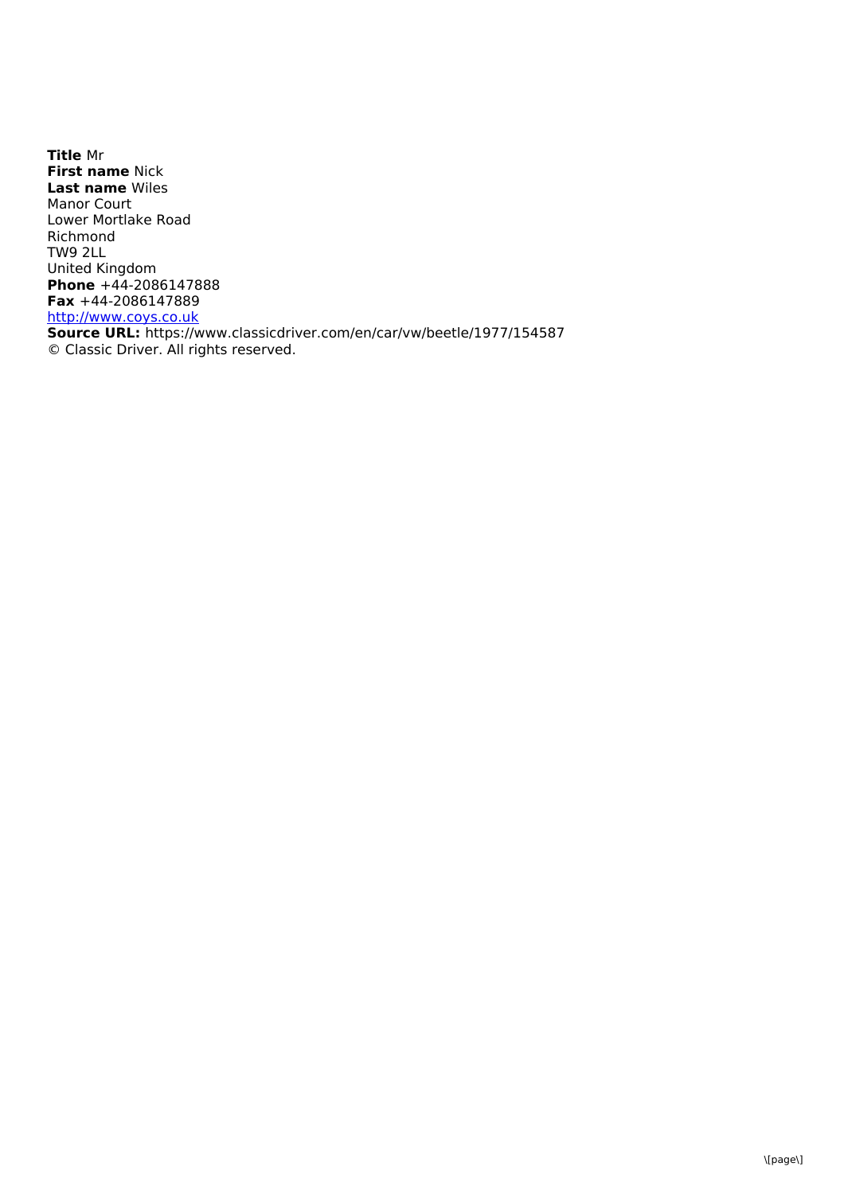**Title** Mr
**First name** Nick
**Last name** Wiles
Manor Court
Lower Mortlake Road
Richmond
TW9 2LL
United Kingdom
**Phone** +44-2086147888
**Fax** +44-2086147889
http://www.coys.co.uk
**Source URL:** https://www.classicdriver.com/en/car/vw/beetle/1977/154587
© Classic Driver. All rights reserved.